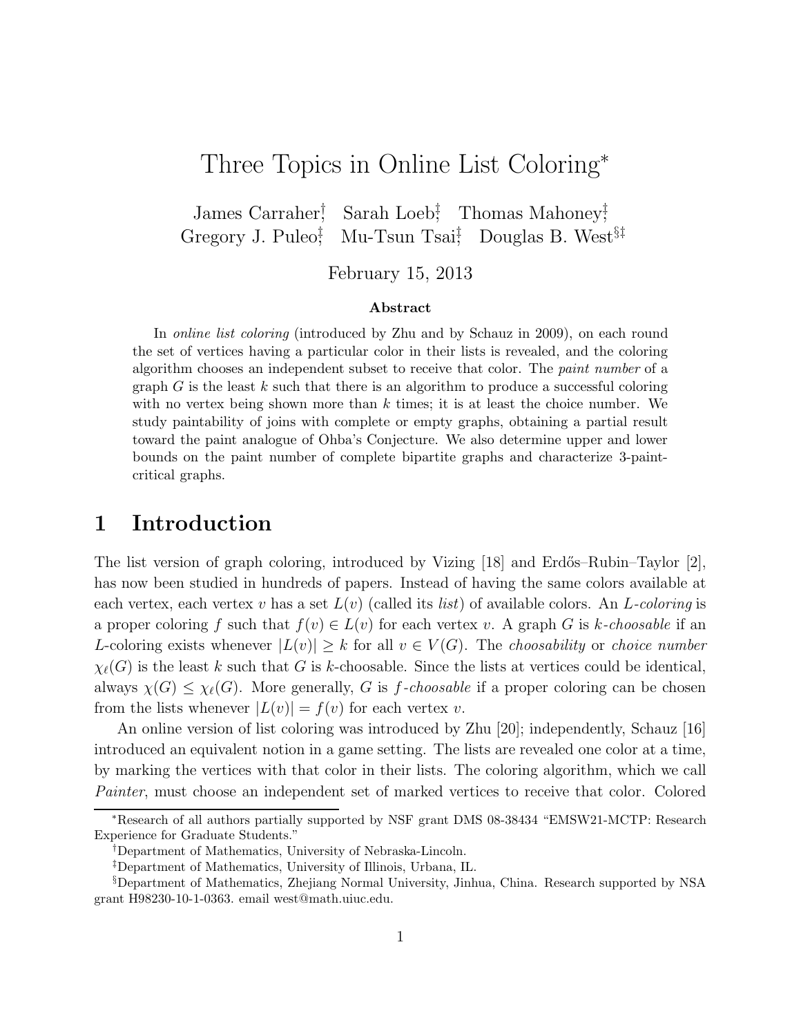# Three Topics in Online List Coloring*

James Carraher[†], Sarah Loeb[‡], Thomas Mahoney[‡], Gregory J. Puleo[‡], Mu-Tsun Tsai[‡], Douglas B. West[§‡]

February 15, 2013

### Abstract

In *online list coloring* (introduced by Zhu and by Schauz in 2009), on each round the set of vertices having a particular color in their lists is revealed, and the coloring algorithm chooses an independent subset to receive that color. The *paint number* of a graph $G$ is the least $k$ such that there is an algorithm to produce a successful coloring with no vertex being shown more than $k$ times; it is at least the choice number. We study paintability of joins with complete or empty graphs, obtaining a partial result toward the paint analogue of Ohba's Conjecture. We also determine upper and lower bounds on the paint number of complete bipartite graphs and characterize 3-paint-critical graphs.

## 1 Introduction

The list version of graph coloring, introduced by Vizing [18] and Erdős–Rubin–Taylor [2], has now been studied in hundreds of papers. Instead of having the same colors available at each vertex, each vertex $v$ has a set $L(v)$ (called its *list*) of available colors. An *$L$-coloring* is a proper coloring $f$ such that $f(v) \in L(v)$ for each vertex $v$. A graph $G$ is *$k$-choosable* if an $L$-coloring exists whenever $|L(v)| \geq k$ for all $v \in V(G)$. The *choosability* or *choice number* $\chi_\ell(G)$ is the least $k$ such that $G$ is $k$-choosable. Since the lists at vertices could be identical, always $\chi(G) \leq \chi_\ell(G)$. More generally, $G$ is *$f$-choosable* if a proper coloring can be chosen from the lists whenever $|L(v)| = f(v)$ for each vertex $v$.

An online version of list coloring was introduced by Zhu [20]; independently, Schauz [16] introduced an equivalent notion in a game setting. The lists are revealed one color at a time, by marking the vertices with that color in their lists. The coloring algorithm, which we call *Painter*, must choose an independent set of marked vertices to receive that color. Colored

---

*Research of all authors partially supported by NSF grant DMS 08-38434 "EMSW21-MCTP: Research Experience for Graduate Students."

[†]Department of Mathematics, University of Nebraska-Lincoln.

[‡]Department of Mathematics, University of Illinois, Urbana, IL.

[§]Department of Mathematics, Zhejiang Normal University, Jinhua, China. Research supported by NSA grant H98230-10-1-0363. email west@math.uiuc.edu.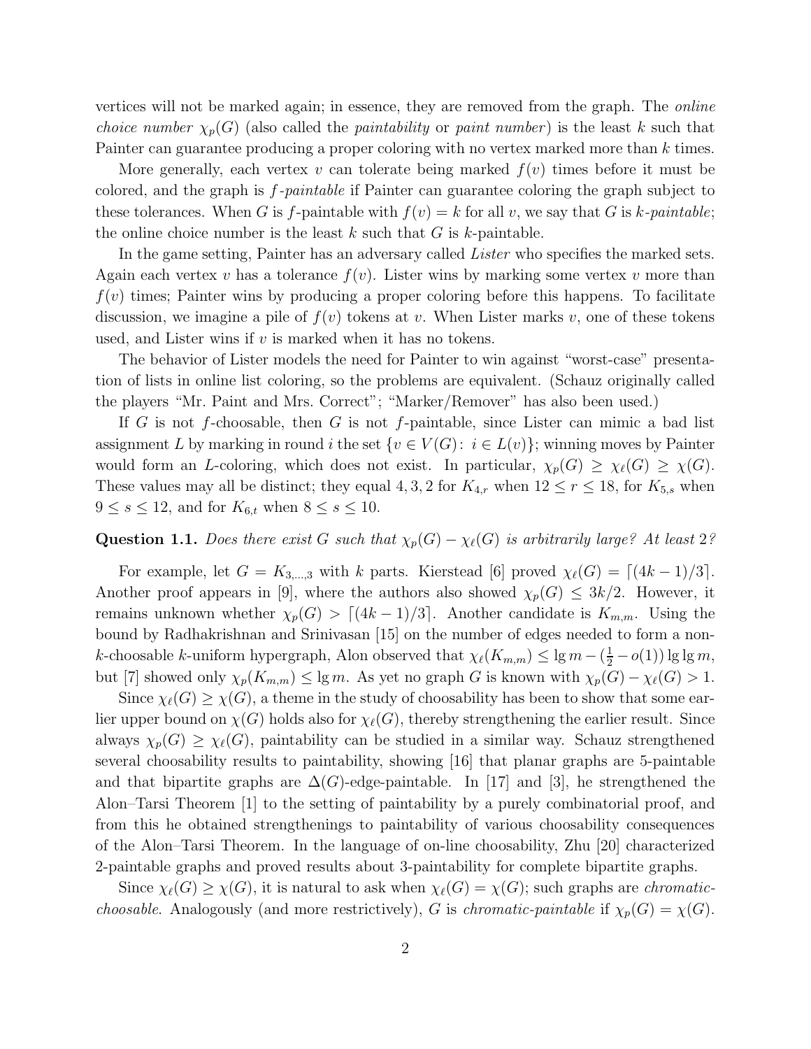vertices will not be marked again; in essence, they are removed from the graph. The *online choice number* $\chi_p(G)$ (also called the *paintability* or *paint number*) is the least $k$ such that Painter can guarantee producing a proper coloring with no vertex marked more than $k$ times.

More generally, each vertex $v$ can tolerate being marked $f(v)$ times before it must be colored, and the graph is *$f$-paintable* if Painter can guarantee coloring the graph subject to these tolerances. When $G$ is $f$-paintable with $f(v) = k$ for all $v$, we say that $G$ is *$k$-paintable*; the online choice number is the least $k$ such that $G$ is $k$-paintable.

In the game setting, Painter has an adversary called *Lister* who specifies the marked sets. Again each vertex $v$ has a tolerance $f(v)$. Lister wins by marking some vertex $v$ more than $f(v)$ times; Painter wins by producing a proper coloring before this happens. To facilitate discussion, we imagine a pile of $f(v)$ tokens at $v$. When Lister marks $v$, one of these tokens used, and Lister wins if $v$ is marked when it has no tokens.

The behavior of Lister models the need for Painter to win against "worst-case" presentation of lists in online list coloring, so the problems are equivalent. (Schauz originally called the players "Mr. Paint and Mrs. Correct"; "Marker/Remover" has also been used.)

If $G$ is not $f$-choosable, then $G$ is not $f$-paintable, since Lister can mimic a bad list assignment $L$ by marking in round $i$ the set $\{v \in V(G)\colon\ i \in L(v)\}$; winning moves by Painter would form an $L$-coloring, which does not exist. In particular, $\chi_p(G) \geq \chi_\ell(G) \geq \chi(G)$. These values may all be distinct; they equal $4, 3, 2$ for $K_{4,r}$ when $12 \leq r \leq 18$, for $K_{5,s}$ when $9 \leq s \leq 12$, and for $K_{6,t}$ when $8 \leq s \leq 10$.

**Question 1.1.** *Does there exist $G$ such that $\chi_p(G) - \chi_\ell(G)$ is arbitrarily large? At least 2?*

For example, let $G = K_{3,\dots,3}$ with $k$ parts. Kierstead [6] proved $\chi_\ell(G) = \lceil (4k-1)/3 \rceil$. Another proof appears in [9], where the authors also showed $\chi_p(G) \leq 3k/2$. However, it remains unknown whether $\chi_p(G) > \lceil (4k-1)/3 \rceil$. Another candidate is $K_{m,m}$. Using the bound by Radhakrishnan and Srinivasan [15] on the number of edges needed to form a non-$k$-choosable $k$-uniform hypergraph, Alon observed that $\chi_\ell(K_{m,m}) \leq \lg m - (\frac{1}{2} - o(1)) \lg \lg m$, but [7] showed only $\chi_p(K_{m,m}) \leq \lg m$. As yet no graph $G$ is known with $\chi_p(G) - \chi_\ell(G) > 1$.

Since $\chi_\ell(G) \geq \chi(G)$, a theme in the study of choosability has been to show that some earlier upper bound on $\chi(G)$ holds also for $\chi_\ell(G)$, thereby strengthening the earlier result. Since always $\chi_p(G) \geq \chi_\ell(G)$, paintability can be studied in a similar way. Schauz strengthened several choosability results to paintability, showing [16] that planar graphs are 5-paintable and that bipartite graphs are $\Delta(G)$-edge-paintable. In [17] and [3], he strengthened the Alon–Tarsi Theorem [1] to the setting of paintability by a purely combinatorial proof, and from this he obtained strengthenings to paintability of various choosability consequences of the Alon–Tarsi Theorem. In the language of on-line choosability, Zhu [20] characterized 2-paintable graphs and proved results about 3-paintability for complete bipartite graphs.

Since $\chi_\ell(G) \geq \chi(G)$, it is natural to ask when $\chi_\ell(G) = \chi(G)$; such graphs are *chromatic-choosable*. Analogously (and more restrictively), $G$ is *chromatic-paintable* if $\chi_p(G) = \chi(G)$.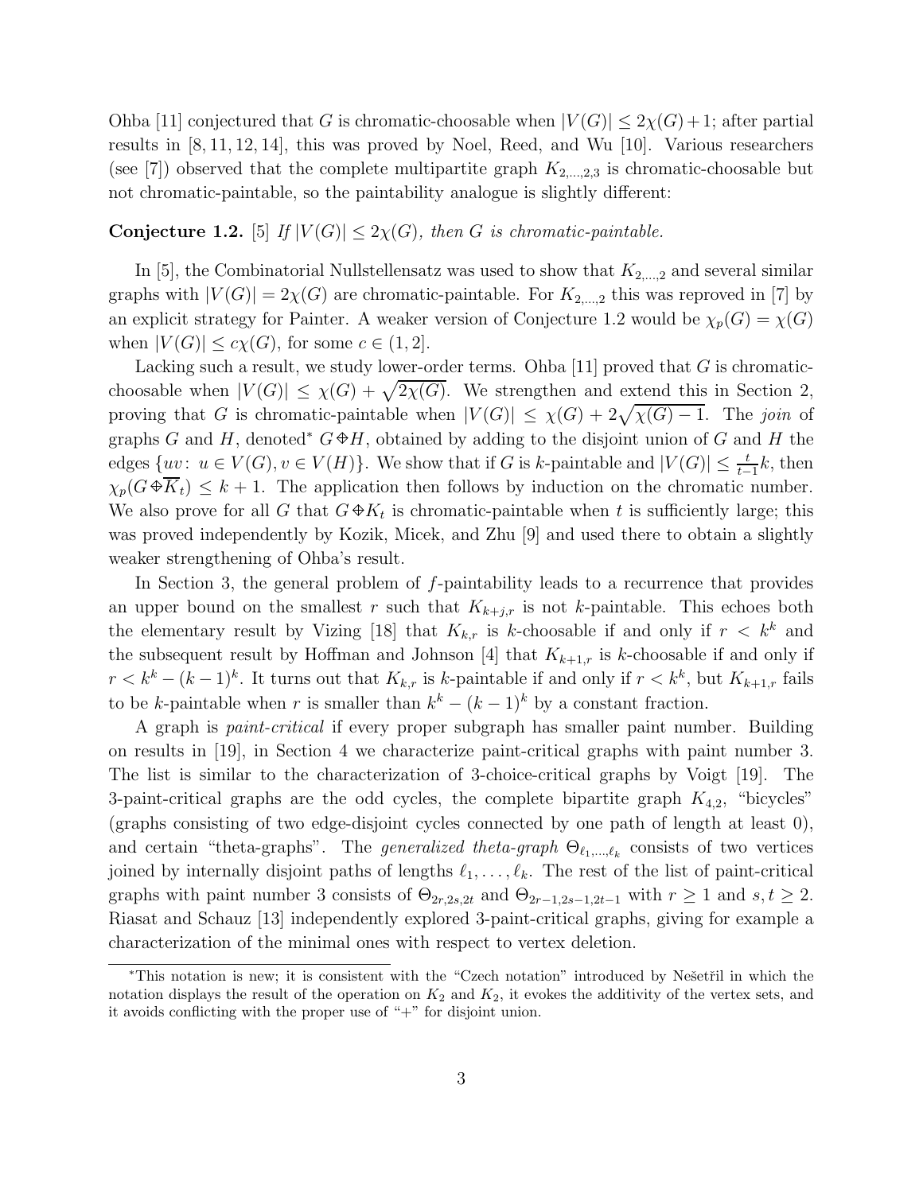Ohba [11] conjectured that $G$ is chromatic-choosable when $|V(G)| \leq 2\chi(G)+1$; after partial results in [8, 11, 12, 14], this was proved by Noel, Reed, and Wu [10]. Various researchers (see [7]) observed that the complete multipartite graph $K_{2,\ldots,2,3}$ is chromatic-choosable but not chromatic-paintable, so the paintability analogue is slightly different:

**Conjecture 1.2.** [5] *If $|V(G)| \leq 2\chi(G)$, then $G$ is chromatic-paintable.*

In [5], the Combinatorial Nullstellensatz was used to show that $K_{2,\ldots,2}$ and several similar graphs with $|V(G)| = 2\chi(G)$ are chromatic-paintable. For $K_{2,\ldots,2}$ this was reproved in [7] by an explicit strategy for Painter. A weaker version of Conjecture 1.2 would be $\chi_p(G) = \chi(G)$ when $|V(G)| \leq c\chi(G)$, for some $c \in (1, 2]$.

Lacking such a result, we study lower-order terms. Ohba [11] proved that $G$ is chromatic-choosable when $|V(G)| \leq \chi(G) + \sqrt{2\chi(G)}$. We strengthen and extend this in Section 2, proving that $G$ is chromatic-paintable when $|V(G)| \leq \chi(G) + 2\sqrt{\chi(G)-1}$. The *join* of graphs $G$ and $H$, denoted* $G \Phi H$, obtained by adding to the disjoint union of $G$ and $H$ the edges $\{uv\colon\ u \in V(G), v \in V(H)\}$. We show that if $G$ is $k$-paintable and $|V(G)| \leq \frac{t}{t-1}k$, then $\chi_p(G \Phi \overline{K}_t) \leq k+1$. The application then follows by induction on the chromatic number. We also prove for all $G$ that $G \Phi K_t$ is chromatic-paintable when $t$ is sufficiently large; this was proved independently by Kozik, Micek, and Zhu [9] and used there to obtain a slightly weaker strengthening of Ohba's result.

In Section 3, the general problem of $f$-paintability leads to a recurrence that provides an upper bound on the smallest $r$ such that $K_{k+j,r}$ is not $k$-paintable. This echoes both the elementary result by Vizing [18] that $K_{k,r}$ is $k$-choosable if and only if $r < k^k$ and the subsequent result by Hoffman and Johnson [4] that $K_{k+1,r}$ is $k$-choosable if and only if $r < k^k - (k-1)^k$. It turns out that $K_{k,r}$ is $k$-paintable if and only if $r < k^k$, but $K_{k+1,r}$ fails to be $k$-paintable when $r$ is smaller than $k^k - (k-1)^k$ by a constant fraction.

A graph is *paint-critical* if every proper subgraph has smaller paint number. Building on results in [19], in Section 4 we characterize paint-critical graphs with paint number 3. The list is similar to the characterization of 3-choice-critical graphs by Voigt [19]. The 3-paint-critical graphs are the odd cycles, the complete bipartite graph $K_{4,2}$, "bicycles" (graphs consisting of two edge-disjoint cycles connected by one path of length at least 0), and certain "theta-graphs". The *generalized theta-graph* $\Theta_{\ell_1,\ldots,\ell_k}$ consists of two vertices joined by internally disjoint paths of lengths $\ell_1, \ldots, \ell_k$. The rest of the list of paint-critical graphs with paint number 3 consists of $\Theta_{2r,2s,2t}$ and $\Theta_{2r-1,2s-1,2t-1}$ with $r \geq 1$ and $s, t \geq 2$. Riasat and Schauz [13] independently explored 3-paint-critical graphs, giving for example a characterization of the minimal ones with respect to vertex deletion.

*This notation is new; it is consistent with the "Czech notation" introduced by Nešetřil in which the notation displays the result of the operation on $K_2$ and $K_2$, it evokes the additivity of the vertex sets, and it avoids conflicting with the proper use of "+" for disjoint union.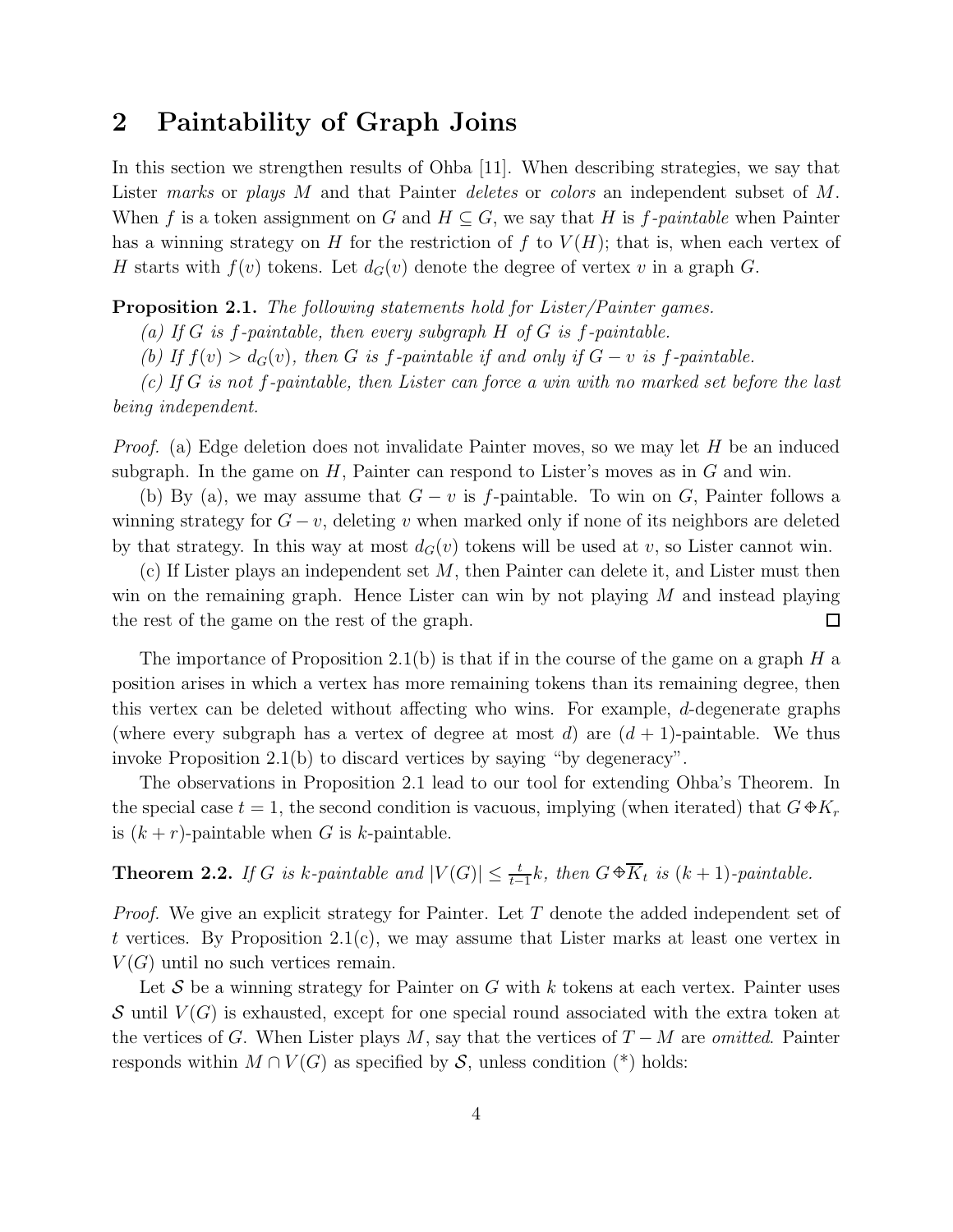## 2 Paintability of Graph Joins

In this section we strengthen results of Ohba [11]. When describing strategies, we say that Lister *marks* or *plays* $M$ and that Painter *deletes* or *colors* an independent subset of $M$. When $f$ is a token assignment on $G$ and $H \subseteq G$, we say that $H$ is $f$*-paintable* when Painter has a winning strategy on $H$ for the restriction of $f$ to $V(H)$; that is, when each vertex of $H$ starts with $f(v)$ tokens. Let $d_G(v)$ denote the degree of vertex $v$ in a graph $G$.

**Proposition 2.1.** *The following statements hold for Lister/Painter games.*

*(a) If $G$ is $f$-paintable, then every subgraph $H$ of $G$ is $f$-paintable.*

*(b) If $f(v) > d_G(v)$, then $G$ is $f$-paintable if and only if $G - v$ is $f$-paintable.*

*(c) If $G$ is not $f$-paintable, then Lister can force a win with no marked set before the last being independent.*

*Proof.* (a) Edge deletion does not invalidate Painter moves, so we may let $H$ be an induced subgraph. In the game on $H$, Painter can respond to Lister's moves as in $G$ and win.

(b) By (a), we may assume that $G - v$ is $f$-paintable. To win on $G$, Painter follows a winning strategy for $G - v$, deleting $v$ when marked only if none of its neighbors are deleted by that strategy. In this way at most $d_G(v)$ tokens will be used at $v$, so Lister cannot win.

(c) If Lister plays an independent set $M$, then Painter can delete it, and Lister must then win on the remaining graph. Hence Lister can win by not playing $M$ and instead playing the rest of the game on the rest of the graph. □

The importance of Proposition 2.1(b) is that if in the course of the game on a graph $H$ a position arises in which a vertex has more remaining tokens than its remaining degree, then this vertex can be deleted without affecting who wins. For example, $d$-degenerate graphs (where every subgraph has a vertex of degree at most $d$) are $(d + 1)$-paintable. We thus invoke Proposition 2.1(b) to discard vertices by saying "by degeneracy".

The observations in Proposition 2.1 lead to our tool for extending Ohba's Theorem. In the special case $t = 1$, the second condition is vacuous, implying (when iterated) that $G \Diamond K_r$ is $(k + r)$-paintable when $G$ is $k$-paintable.

**Theorem 2.2.** *If $G$ is $k$-paintable and $|V(G)| \le \frac{t}{t-1}k$, then $G \Diamond \overline{K}_t$ is $(k + 1)$-paintable.*

*Proof.* We give an explicit strategy for Painter. Let $T$ denote the added independent set of $t$ vertices. By Proposition 2.1(c), we may assume that Lister marks at least one vertex in $V(G)$ until no such vertices remain.

Let $\mathcal{S}$ be a winning strategy for Painter on $G$ with $k$ tokens at each vertex. Painter uses $\mathcal{S}$ until $V(G)$ is exhausted, except for one special round associated with the extra token at the vertices of $G$. When Lister plays $M$, say that the vertices of $T - M$ are *omitted*. Painter responds within $M \cap V(G)$ as specified by $\mathcal{S}$, unless condition (\*) holds: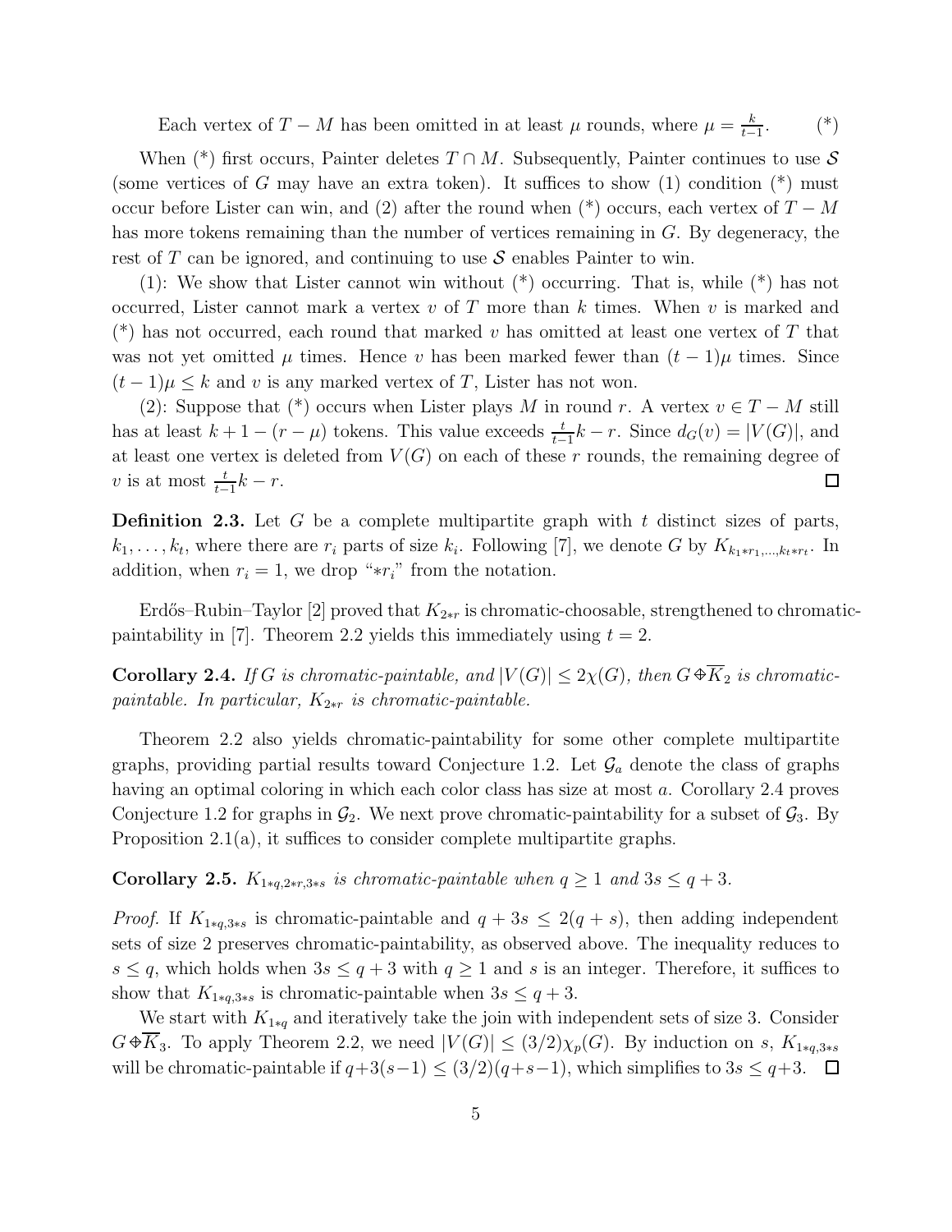Each vertex of $T - M$ has been omitted in at least $\mu$ rounds, where $\mu = \frac{k}{t-1}$. (*)

When (*) first occurs, Painter deletes $T \cap M$. Subsequently, Painter continues to use $\mathcal{S}$ (some vertices of $G$ may have an extra token). It suffices to show (1) condition (*) must occur before Lister can win, and (2) after the round when (*) occurs, each vertex of $T - M$ has more tokens remaining than the number of vertices remaining in $G$. By degeneracy, the rest of $T$ can be ignored, and continuing to use $\mathcal{S}$ enables Painter to win.

(1): We show that Lister cannot win without (*) occurring. That is, while (*) has not occurred, Lister cannot mark a vertex $v$ of $T$ more than $k$ times. When $v$ is marked and (*) has not occurred, each round that marked $v$ has omitted at least one vertex of $T$ that was not yet omitted $\mu$ times. Hence $v$ has been marked fewer than $(t-1)\mu$ times. Since $(t-1)\mu \le k$ and $v$ is any marked vertex of $T$, Lister has not won.

(2): Suppose that (*) occurs when Lister plays $M$ in round $r$. A vertex $v \in T - M$ still has at least $k + 1 - (r - \mu)$ tokens. This value exceeds $\frac{t}{t-1}k - r$. Since $d_G(v) = |V(G)|$, and at least one vertex is deleted from $V(G)$ on each of these $r$ rounds, the remaining degree of $v$ is at most $\frac{t}{t-1}k - r$. □

**Definition 2.3.** Let $G$ be a complete multipartite graph with $t$ distinct sizes of parts, $k_1, \ldots, k_t$, where there are $r_i$ parts of size $k_i$. Following [7], we denote $G$ by $K_{k_1 * r_1, \ldots, k_t * r_t}$. In addition, when $r_i = 1$, we drop "$*r_i$" from the notation.

Erdős–Rubin–Taylor [2] proved that $K_{2*r}$ is chromatic-choosable, strengthened to chromatic-paintability in [7]. Theorem 2.2 yields this immediately using $t = 2$.

**Corollary 2.4.** *If $G$ is chromatic-paintable, and $|V(G)| \le 2\chi(G)$, then $G \oplus \overline{K}_2$ is chromatic-paintable. In particular, $K_{2*r}$ is chromatic-paintable.*

Theorem 2.2 also yields chromatic-paintability for some other complete multipartite graphs, providing partial results toward Conjecture 1.2. Let $\mathcal{G}_a$ denote the class of graphs having an optimal coloring in which each color class has size at most $a$. Corollary 2.4 proves Conjecture 1.2 for graphs in $\mathcal{G}_2$. We next prove chromatic-paintability for a subset of $\mathcal{G}_3$. By Proposition 2.1(a), it suffices to consider complete multipartite graphs.

**Corollary 2.5.** *$K_{1*q,2*r,3*s}$ is chromatic-paintable when $q \ge 1$ and $3s \le q + 3$.*

*Proof.* If $K_{1*q,3*s}$ is chromatic-paintable and $q + 3s \le 2(q + s)$, then adding independent sets of size 2 preserves chromatic-paintability, as observed above. The inequality reduces to $s \le q$, which holds when $3s \le q + 3$ with $q \ge 1$ and $s$ is an integer. Therefore, it suffices to show that $K_{1*q,3*s}$ is chromatic-paintable when $3s \le q + 3$.

We start with $K_{1*q}$ and iteratively take the join with independent sets of size 3. Consider $G \oplus \overline{K}_3$. To apply Theorem 2.2, we need $|V(G)| \le (3/2)\chi_p(G)$. By induction on $s$, $K_{1*q,3*s}$ will be chromatic-paintable if $q + 3(s-1) \le (3/2)(q + s - 1)$, which simplifies to $3s \le q + 3$. □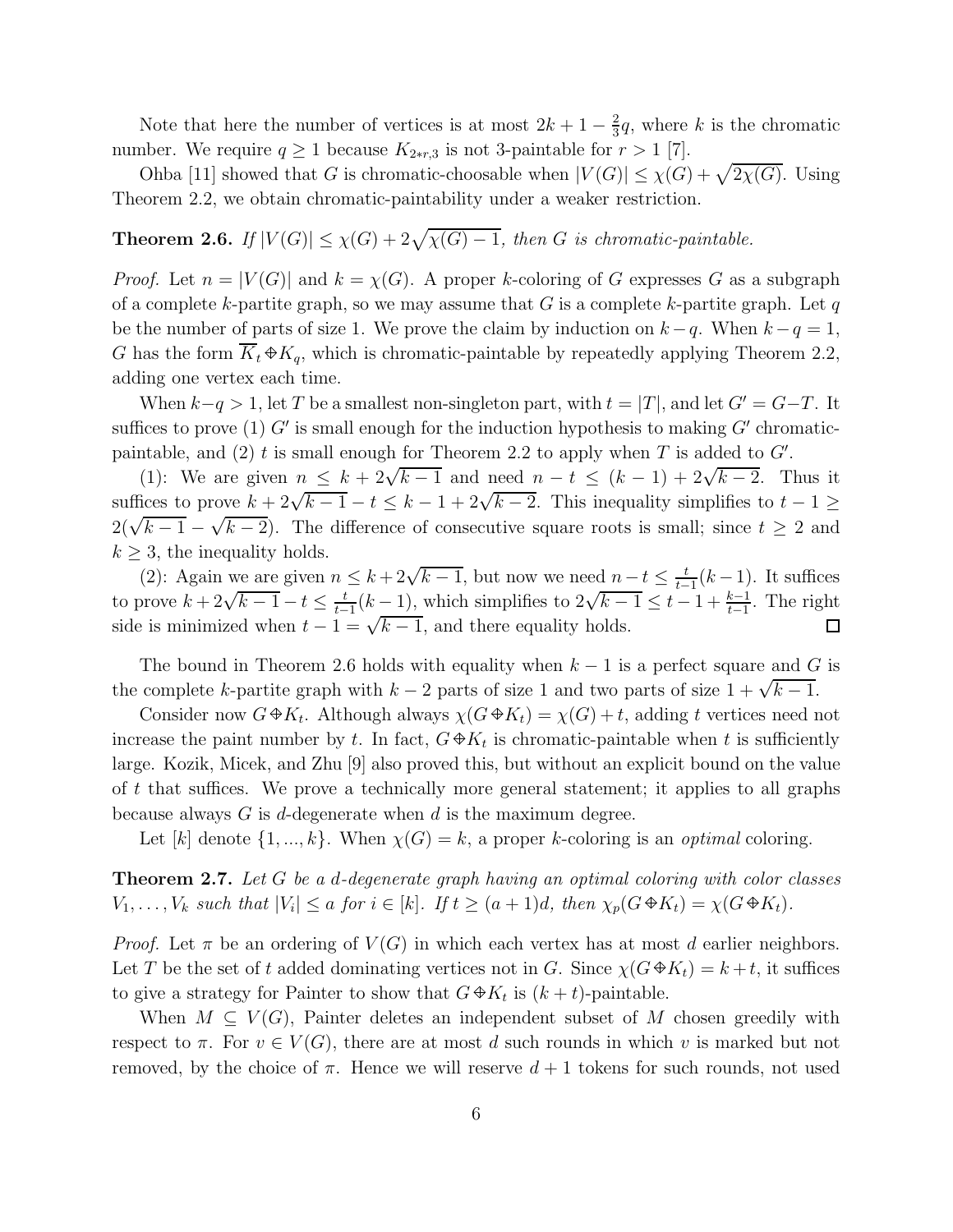Note that here the number of vertices is at most $2k + 1 - \frac{2}{3}q$, where $k$ is the chromatic number. We require $q \geq 1$ because $K_{2*r,3}$ is not 3-paintable for $r > 1$ [7].

Ohba [11] showed that $G$ is chromatic-choosable when $|V(G)| \leq \chi(G) + \sqrt{2\chi(G)}$. Using Theorem 2.2, we obtain chromatic-paintability under a weaker restriction.

**Theorem 2.6.** *If $|V(G)| \leq \chi(G) + 2\sqrt{\chi(G) - 1}$, then $G$ is chromatic-paintable.*

*Proof.* Let $n = |V(G)|$ and $k = \chi(G)$. A proper $k$-coloring of $G$ expresses $G$ as a subgraph of a complete $k$-partite graph, so we may assume that $G$ is a complete $k$-partite graph. Let $q$ be the number of parts of size 1. We prove the claim by induction on $k - q$. When $k - q = 1$, $G$ has the form $\overline{K}_t \mathbin{\Phi} K_q$, which is chromatic-paintable by repeatedly applying Theorem 2.2, adding one vertex each time.

When $k - q > 1$, let $T$ be a smallest non-singleton part, with $t = |T|$, and let $G' = G - T$. It suffices to prove (1) $G'$ is small enough for the induction hypothesis to making $G'$ chromatic-paintable, and (2) $t$ is small enough for Theorem 2.2 to apply when $T$ is added to $G'$.

(1): We are given $n \leq k + 2\sqrt{k-1}$ and need $n - t \leq (k-1) + 2\sqrt{k-2}$. Thus it suffices to prove $k + 2\sqrt{k-1} - t \leq k - 1 + 2\sqrt{k-2}$. This inequality simplifies to $t - 1 \geq 2(\sqrt{k-1} - \sqrt{k-2})$. The difference of consecutive square roots is small; since $t \geq 2$ and $k \geq 3$, the inequality holds.

(2): Again we are given $n \leq k + 2\sqrt{k-1}$, but now we need $n - t \leq \frac{t}{t-1}(k-1)$. It suffices to prove $k + 2\sqrt{k-1} - t \leq \frac{t}{t-1}(k-1)$, which simplifies to $2\sqrt{k-1} \leq t - 1 + \frac{k-1}{t-1}$. The right side is minimized when $t - 1 = \sqrt{k-1}$, and there equality holds. □

The bound in Theorem 2.6 holds with equality when $k - 1$ is a perfect square and $G$ is the complete $k$-partite graph with $k - 2$ parts of size 1 and two parts of size $1 + \sqrt{k-1}$.

Consider now $G \mathbin{\Phi} K_t$. Although always $\chi(G \mathbin{\Phi} K_t) = \chi(G) + t$, adding $t$ vertices need not increase the paint number by $t$. In fact, $G \mathbin{\Phi} K_t$ is chromatic-paintable when $t$ is sufficiently large. Kozik, Micek, and Zhu [9] also proved this, but without an explicit bound on the value of $t$ that suffices. We prove a technically more general statement; it applies to all graphs because always $G$ is $d$-degenerate when $d$ is the maximum degree.

Let $[k]$ denote $\{1, ..., k\}$. When $\chi(G) = k$, a proper $k$-coloring is an *optimal* coloring.

**Theorem 2.7.** *Let $G$ be a $d$-degenerate graph having an optimal coloring with color classes $V_1, \ldots, V_k$ such that $|V_i| \leq a$ for $i \in [k]$. If $t \geq (a+1)d$, then $\chi_p(G \mathbin{\Phi} K_t) = \chi(G \mathbin{\Phi} K_t)$.*

*Proof.* Let $\pi$ be an ordering of $V(G)$ in which each vertex has at most $d$ earlier neighbors. Let $T$ be the set of $t$ added dominating vertices not in $G$. Since $\chi(G \mathbin{\Phi} K_t) = k + t$, it suffices to give a strategy for Painter to show that $G \mathbin{\Phi} K_t$ is $(k+t)$-paintable.

When $M \subseteq V(G)$, Painter deletes an independent subset of $M$ chosen greedily with respect to $\pi$. For $v \in V(G)$, there are at most $d$ such rounds in which $v$ is marked but not removed, by the choice of $\pi$. Hence we will reserve $d + 1$ tokens for such rounds, not used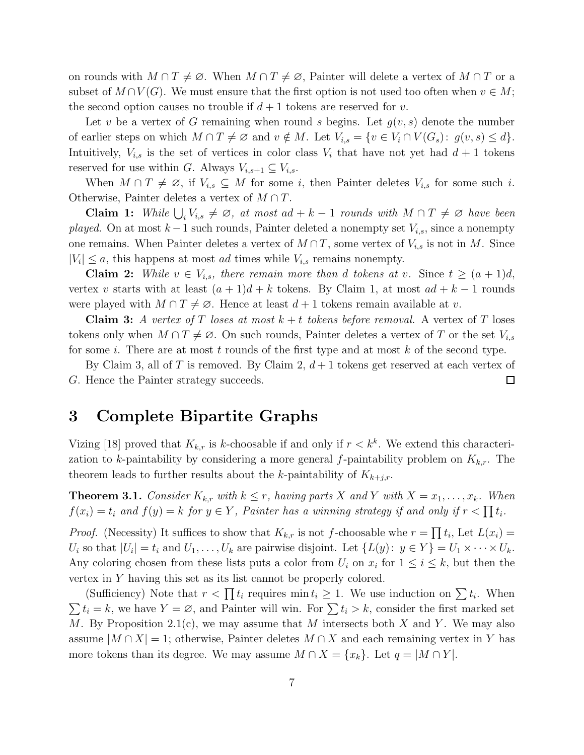on rounds with $M \cap T \neq \varnothing$. When $M \cap T \neq \varnothing$, Painter will delete a vertex of $M \cap T$ or a subset of $M \cap V(G)$. We must ensure that the first option is not used too often when $v \in M$; the second option causes no trouble if $d+1$ tokens are reserved for $v$.

Let $v$ be a vertex of $G$ remaining when round $s$ begins. Let $g(v,s)$ denote the number of earlier steps on which $M \cap T \neq \varnothing$ and $v \notin M$. Let $V_{i,s} = \{v \in V_i \cap V(G_s)\colon\ g(v,s) \leq d\}$. Intuitively, $V_{i,s}$ is the set of vertices in color class $V_i$ that have not yet had $d+1$ tokens reserved for use within $G$. Always $V_{i,s+1} \subseteq V_{i,s}$.

When $M \cap T \neq \varnothing$, if $V_{i,s} \subseteq M$ for some $i$, then Painter deletes $V_{i,s}$ for some such $i$. Otherwise, Painter deletes a vertex of $M \cap T$.

**Claim 1:** *While $\bigcup_i V_{i,s} \neq \varnothing$, at most $ad + k - 1$ rounds with $M \cap T \neq \varnothing$ have been played.* On at most $k-1$ such rounds, Painter deleted a nonempty set $V_{i,s}$, since a nonempty one remains. When Painter deletes a vertex of $M \cap T$, some vertex of $V_{i,s}$ is not in $M$. Since $|V_i| \leq a$, this happens at most $ad$ times while $V_{i,s}$ remains nonempty.

**Claim 2:** *While $v \in V_{i,s}$, there remain more than $d$ tokens at $v$.* Since $t \geq (a+1)d$, vertex $v$ starts with at least $(a+1)d + k$ tokens. By Claim 1, at most $ad + k - 1$ rounds were played with $M \cap T \neq \varnothing$. Hence at least $d+1$ tokens remain available at $v$.

**Claim 3:** *A vertex of $T$ loses at most $k + t$ tokens before removal.* A vertex of $T$ loses tokens only when $M \cap T \neq \varnothing$. On such rounds, Painter deletes a vertex of $T$ or the set $V_{i,s}$ for some $i$. There are at most $t$ rounds of the first type and at most $k$ of the second type.

By Claim 3, all of $T$ is removed. By Claim 2, $d+1$ tokens get reserved at each vertex of $G$. Hence the Painter strategy succeeds. $\square$

# 3 Complete Bipartite Graphs

Vizing [18] proved that $K_{k,r}$ is $k$-choosable if and only if $r < k^k$. We extend this characterization to $k$-paintability by considering a more general $f$-paintability problem on $K_{k,r}$. The theorem leads to further results about the $k$-paintability of $K_{k+j,r}$.

**Theorem 3.1.** *Consider $K_{k,r}$ with $k \leq r$, having parts $X$ and $Y$ with $X = x_1, \ldots, x_k$. When $f(x_i) = t_i$ and $f(y) = k$ for $y \in Y$, Painter has a winning strategy if and only if $r < \prod t_i$.*

*Proof.* (Necessity) It suffices to show that $K_{k,r}$ is not $f$-choosable whe $r = \prod t_i$, Let $L(x_i) = U_i$ so that $|U_i| = t_i$ and $U_1, \ldots, U_k$ are pairwise disjoint. Let $\{L(y)\colon\ y \in Y\} = U_1 \times \cdots \times U_k$. Any coloring chosen from these lists puts a color from $U_i$ on $x_i$ for $1 \leq i \leq k$, but then the vertex in $Y$ having this set as its list cannot be properly colored.

(Sufficiency) Note that $r < \prod t_i$ requires $\min t_i \geq 1$. We use induction on $\sum t_i$. When $\sum t_i = k$, we have $Y = \varnothing$, and Painter will win. For $\sum t_i > k$, consider the first marked set $M$. By Proposition 2.1(c), we may assume that $M$ intersects both $X$ and $Y$. We may also assume $|M \cap X| = 1$; otherwise, Painter deletes $M \cap X$ and each remaining vertex in $Y$ has more tokens than its degree. We may assume $M \cap X = \{x_k\}$. Let $q = |M \cap Y|$.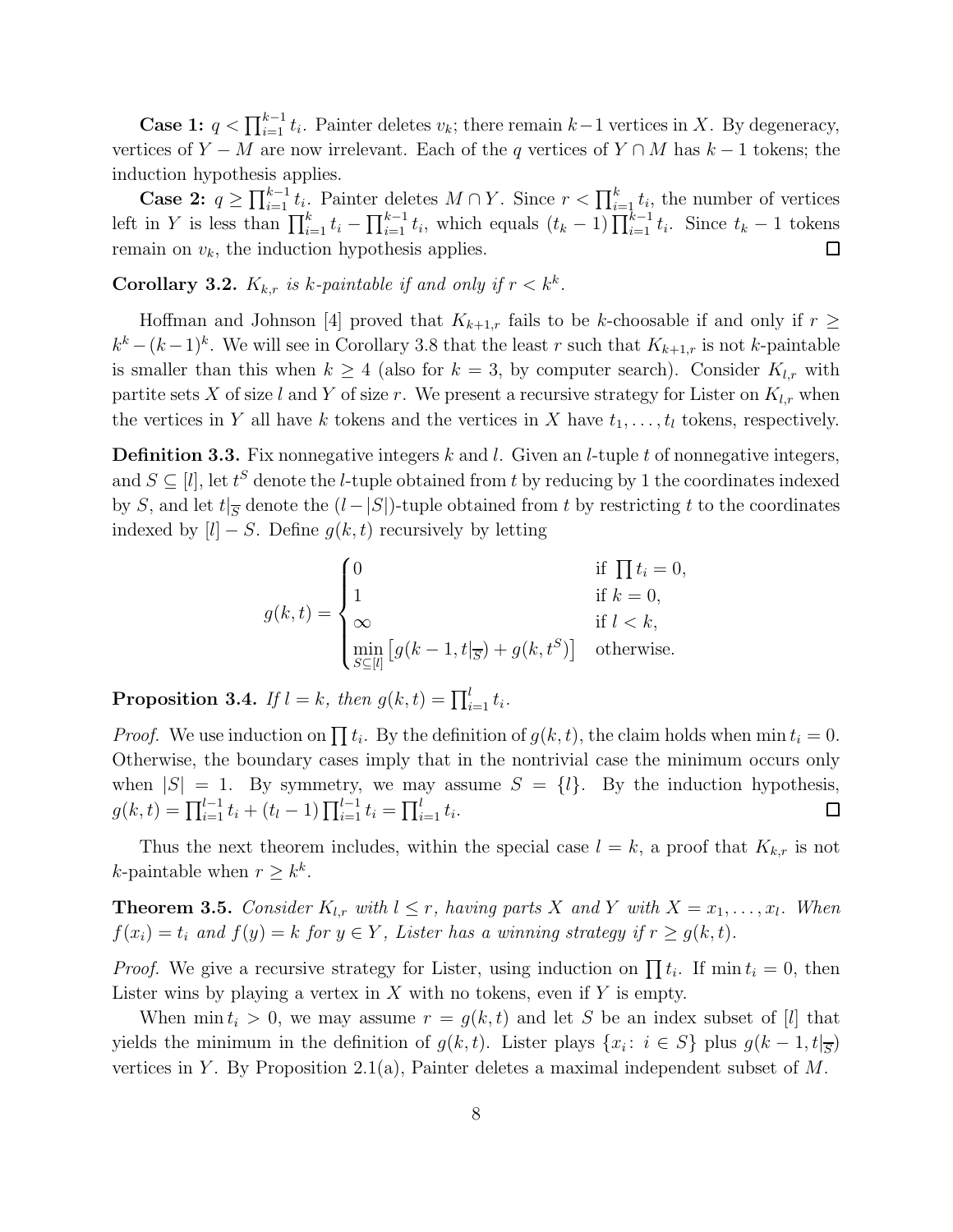**Case 1:** $q < \prod_{i=1}^{k-1} t_i$. Painter deletes $v_k$; there remain $k-1$ vertices in $X$. By degeneracy, vertices of $Y - M$ are now irrelevant. Each of the $q$ vertices of $Y \cap M$ has $k-1$ tokens; the induction hypothesis applies.

**Case 2:** $q \geq \prod_{i=1}^{k-1} t_i$. Painter deletes $M \cap Y$. Since $r < \prod_{i=1}^{k} t_i$, the number of vertices left in $Y$ is less than $\prod_{i=1}^{k} t_i - \prod_{i=1}^{k-1} t_i$, which equals $(t_k - 1) \prod_{i=1}^{k-1} t_i$. Since $t_k - 1$ tokens remain on $v_k$, the induction hypothesis applies. □

**Corollary 3.2.** *$K_{k,r}$ is $k$-paintable if and only if $r < k^k$.*

Hoffman and Johnson [4] proved that $K_{k+1,r}$ fails to be $k$-choosable if and only if $r \geq k^k - (k-1)^k$. We will see in Corollary 3.8 that the least $r$ such that $K_{k+1,r}$ is not $k$-paintable is smaller than this when $k \geq 4$ (also for $k = 3$, by computer search). Consider $K_{l,r}$ with partite sets $X$ of size $l$ and $Y$ of size $r$. We present a recursive strategy for Lister on $K_{l,r}$ when the vertices in $Y$ all have $k$ tokens and the vertices in $X$ have $t_1, \ldots, t_l$ tokens, respectively.

**Definition 3.3.** Fix nonnegative integers $k$ and $l$. Given an $l$-tuple $t$ of nonnegative integers, and $S \subseteq [l]$, let $t^S$ denote the $l$-tuple obtained from $t$ by reducing by 1 the coordinates indexed by $S$, and let $t|_{\overline{S}}$ denote the $(l - |S|)$-tuple obtained from $t$ by restricting $t$ to the coordinates indexed by $[l] - S$. Define $g(k,t)$ recursively by letting

$$g(k,t) = \begin{cases} 0 & \text{if } \prod t_i = 0, \\ 1 & \text{if } k = 0, \\ \infty & \text{if } l < k, \\ \min\limits_{S \subseteq [l]} \left[ g(k-1, t|_{\overline{S}}) + g(k, t^S) \right] & \text{otherwise.} \end{cases}$$

**Proposition 3.4.** *If $l = k$, then $g(k,t) = \prod_{i=1}^{l} t_i$.*

*Proof.* We use induction on $\prod t_i$. By the definition of $g(k,t)$, the claim holds when $\min t_i = 0$. Otherwise, the boundary cases imply that in the nontrivial case the minimum occurs only when $|S| = 1$. By symmetry, we may assume $S = \{l\}$. By the induction hypothesis, $g(k,t) = \prod_{i=1}^{l-1} t_i + (t_l - 1) \prod_{i=1}^{l-1} t_i = \prod_{i=1}^{l} t_i$. □

Thus the next theorem includes, within the special case $l = k$, a proof that $K_{k,r}$ is not $k$-paintable when $r \geq k^k$.

**Theorem 3.5.** *Consider $K_{l,r}$ with $l \leq r$, having parts $X$ and $Y$ with $X = x_1, \ldots, x_l$. When $f(x_i) = t_i$ and $f(y) = k$ for $y \in Y$, Lister has a winning strategy if $r \geq g(k,t)$.*

*Proof.* We give a recursive strategy for Lister, using induction on $\prod t_i$. If $\min t_i = 0$, then Lister wins by playing a vertex in $X$ with no tokens, even if $Y$ is empty.

When $\min t_i > 0$, we may assume $r = g(k,t)$ and let $S$ be an index subset of $[l]$ that yields the minimum in the definition of $g(k,t)$. Lister plays $\{x_i : i \in S\}$ plus $g(k-1, t|_{\overline{S}})$ vertices in $Y$. By Proposition 2.1(a), Painter deletes a maximal independent subset of $M$.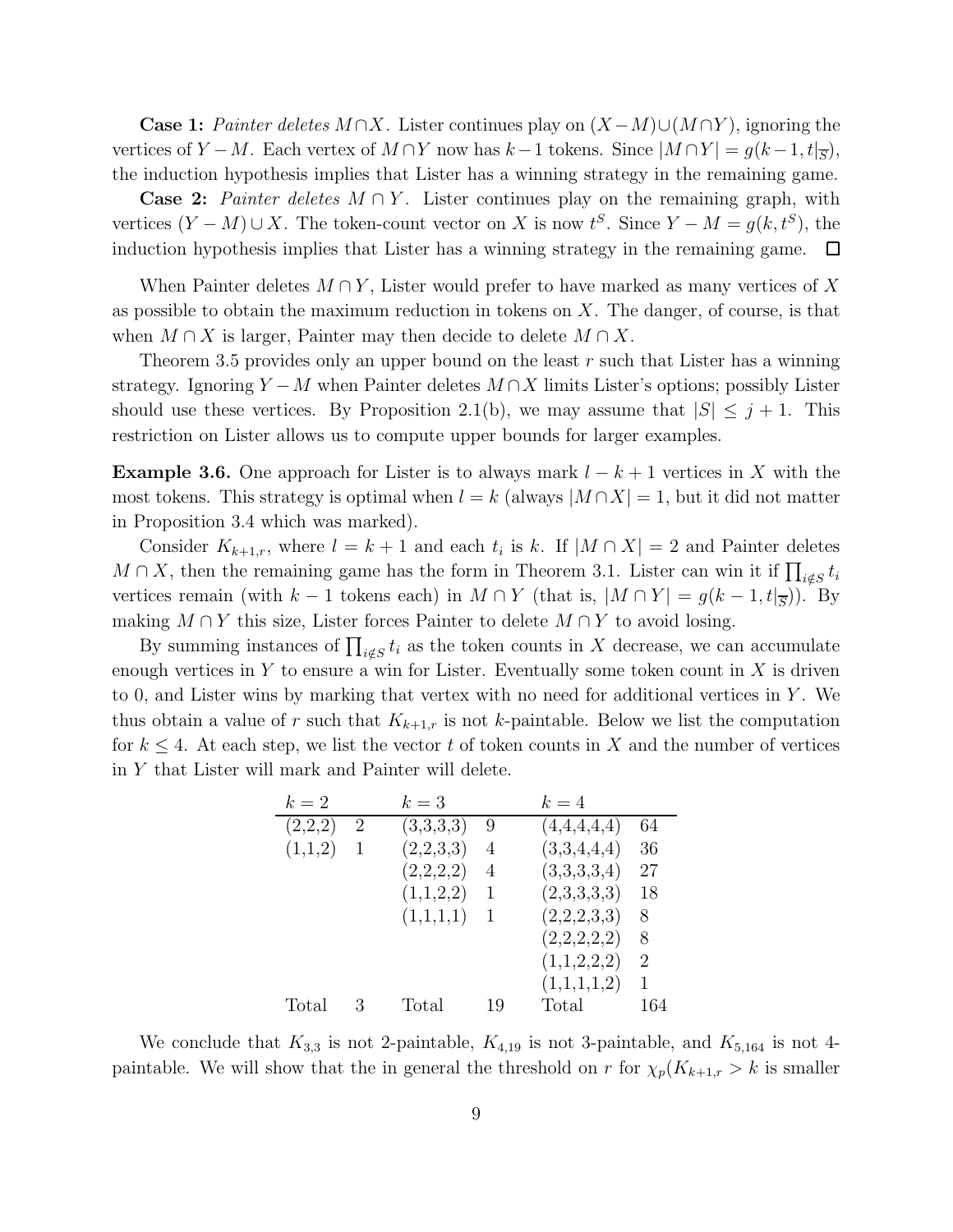**Case 1:** *Painter deletes $M \cap X$.* Lister continues play on $(X-M) \cup (M \cap Y)$, ignoring the vertices of $Y-M$. Each vertex of $M \cap Y$ now has $k-1$ tokens. Since $|M \cap Y| = g(k-1, t|_{\overline{S}})$, the induction hypothesis implies that Lister has a winning strategy in the remaining game.

**Case 2:** *Painter deletes $M \cap Y$.* Lister continues play on the remaining graph, with vertices $(Y-M) \cup X$. The token-count vector on $X$ is now $t^S$. Since $Y - M = g(k, t^S)$, the induction hypothesis implies that Lister has a winning strategy in the remaining game. □

When Painter deletes $M \cap Y$, Lister would prefer to have marked as many vertices of $X$ as possible to obtain the maximum reduction in tokens on $X$. The danger, of course, is that when $M \cap X$ is larger, Painter may then decide to delete $M \cap X$.

Theorem 3.5 provides only an upper bound on the least $r$ such that Lister has a winning strategy. Ignoring $Y - M$ when Painter deletes $M \cap X$ limits Lister's options; possibly Lister should use these vertices. By Proposition 2.1(b), we may assume that $|S| \le j+1$. This restriction on Lister allows us to compute upper bounds for larger examples.

**Example 3.6.** One approach for Lister is to always mark $l-k+1$ vertices in $X$ with the most tokens. This strategy is optimal when $l = k$ (always $|M \cap X| = 1$, but it did not matter in Proposition 3.4 which was marked).

Consider $K_{k+1,r}$, where $l = k+1$ and each $t_i$ is $k$. If $|M \cap X| = 2$ and Painter deletes $M \cap X$, then the remaining game has the form in Theorem 3.1. Lister can win it if $\prod_{i \notin S} t_i$ vertices remain (with $k-1$ tokens each) in $M \cap Y$ (that is, $|M \cap Y| = g(k-1, t|_{\overline{S}})$). By making $M \cap Y$ this size, Lister forces Painter to delete $M \cap Y$ to avoid losing.

By summing instances of $\prod_{i \notin S} t_i$ as the token counts in $X$ decrease, we can accumulate enough vertices in $Y$ to ensure a win for Lister. Eventually some token count in $X$ is driven to 0, and Lister wins by marking that vertex with no need for additional vertices in $Y$. We thus obtain a value of $r$ such that $K_{k+1,r}$ is not $k$-paintable. Below we list the computation for $k \le 4$. At each step, we list the vector $t$ of token counts in $X$ and the number of vertices in $Y$ that Lister will mark and Painter will delete.

| $k=2$ | | $k=3$ | | $k=4$ | |
|---|---|---|---|---|---|
| (2,2,2) | 2 | (3,3,3,3) | 9 | (4,4,4,4,4) | 64 |
| (1,1,2) | 1 | (2,2,3,3) | 4 | (3,3,4,4,4) | 36 |
| | | (2,2,2,2) | 4 | (3,3,3,3,4) | 27 |
| | | (1,1,2,2) | 1 | (2,3,3,3,3) | 18 |
| | | (1,1,1,1) | 1 | (2,2,2,3,3) | 8 |
| | | | | (2,2,2,2,2) | 8 |
| | | | | (1,1,2,2,2) | 2 |
| | | | | (1,1,1,1,2) | 1 |
| Total | 3 | Total | 19 | Total | 164 |

We conclude that $K_{3,3}$ is not 2-paintable, $K_{4,19}$ is not 3-paintable, and $K_{5,164}$ is not 4-paintable. We will show that the in general the threshold on $r$ for $\chi_p(K_{k+1,r} > k$ is smaller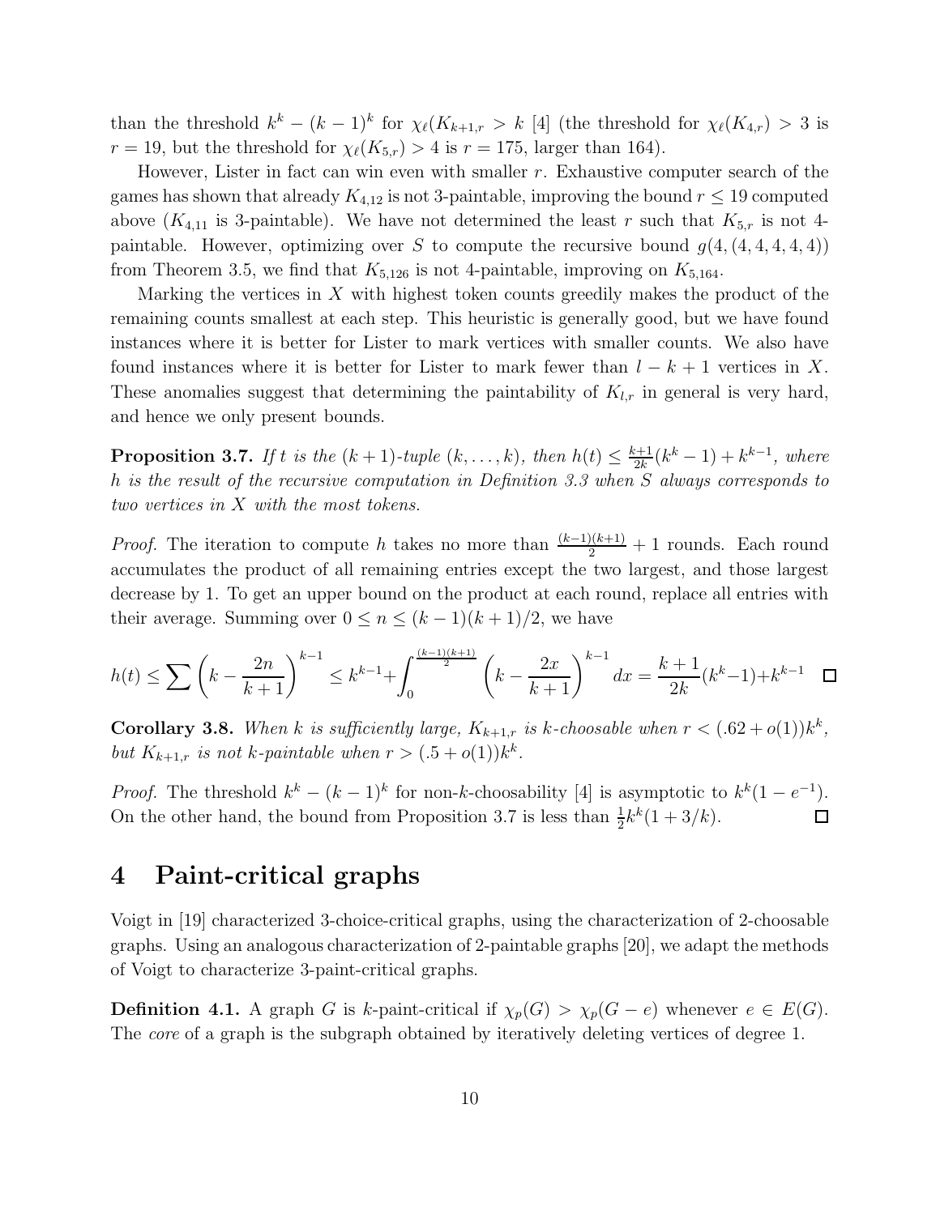than the threshold $k^k - (k-1)^k$ for $\chi_\ell(K_{k+1,r} > k$ [4] (the threshold for $\chi_\ell(K_{4,r}) > 3$ is $r = 19$, but the threshold for $\chi_\ell(K_{5,r}) > 4$ is $r = 175$, larger than 164).

However, Lister in fact can win even with smaller $r$. Exhaustive computer search of the games has shown that already $K_{4,12}$ is not 3-paintable, improving the bound $r \leq 19$ computed above ($K_{4,11}$ is 3-paintable). We have not determined the least $r$ such that $K_{5,r}$ is not 4-paintable. However, optimizing over $S$ to compute the recursive bound $g(4,(4,4,4,4,4))$ from Theorem 3.5, we find that $K_{5,126}$ is not 4-paintable, improving on $K_{5,164}$.

Marking the vertices in $X$ with highest token counts greedily makes the product of the remaining counts smallest at each step. This heuristic is generally good, but we have found instances where it is better for Lister to mark vertices with smaller counts. We also have found instances where it is better for Lister to mark fewer than $l - k + 1$ vertices in $X$. These anomalies suggest that determining the paintability of $K_{l,r}$ in general is very hard, and hence we only present bounds.

**Proposition 3.7.** *If $t$ is the $(k+1)$-tuple $(k, \ldots, k)$, then $h(t) \leq \frac{k+1}{2k}(k^k - 1) + k^{k-1}$, where $h$ is the result of the recursive computation in Definition 3.3 when $S$ always corresponds to two vertices in $X$ with the most tokens.*

*Proof.* The iteration to compute $h$ takes no more than $\frac{(k-1)(k+1)}{2} + 1$ rounds. Each round accumulates the product of all remaining entries except the two largest, and those largest decrease by 1. To get an upper bound on the product at each round, replace all entries with their average. Summing over $0 \leq n \leq (k-1)(k+1)/2$, we have

$$h(t) \leq \sum \left(k - \frac{2n}{k+1}\right)^{k-1} \leq k^{k-1} + \int_0^{\frac{(k-1)(k+1)}{2}} \left(k - \frac{2x}{k+1}\right)^{k-1} dx = \frac{k+1}{2k}(k^k - 1) + k^{k-1} \quad \square$$

**Corollary 3.8.** *When $k$ is sufficiently large, $K_{k+1,r}$ is $k$-choosable when $r < (.62 + o(1))k^k$, but $K_{k+1,r}$ is not $k$-paintable when $r > (.5 + o(1))k^k$.*

*Proof.* The threshold $k^k - (k-1)^k$ for non-$k$-choosability [4] is asymptotic to $k^k(1 - e^{-1})$. On the other hand, the bound from Proposition 3.7 is less than $\frac{1}{2}k^k(1 + 3/k)$. $\square$

# 4 Paint-critical graphs

Voigt in [19] characterized 3-choice-critical graphs, using the characterization of 2-choosable graphs. Using an analogous characterization of 2-paintable graphs [20], we adapt the methods of Voigt to characterize 3-paint-critical graphs.

**Definition 4.1.** A graph $G$ is $k$-paint-critical if $\chi_p(G) > \chi_p(G - e)$ whenever $e \in E(G)$. The *core* of a graph is the subgraph obtained by iteratively deleting vertices of degree 1.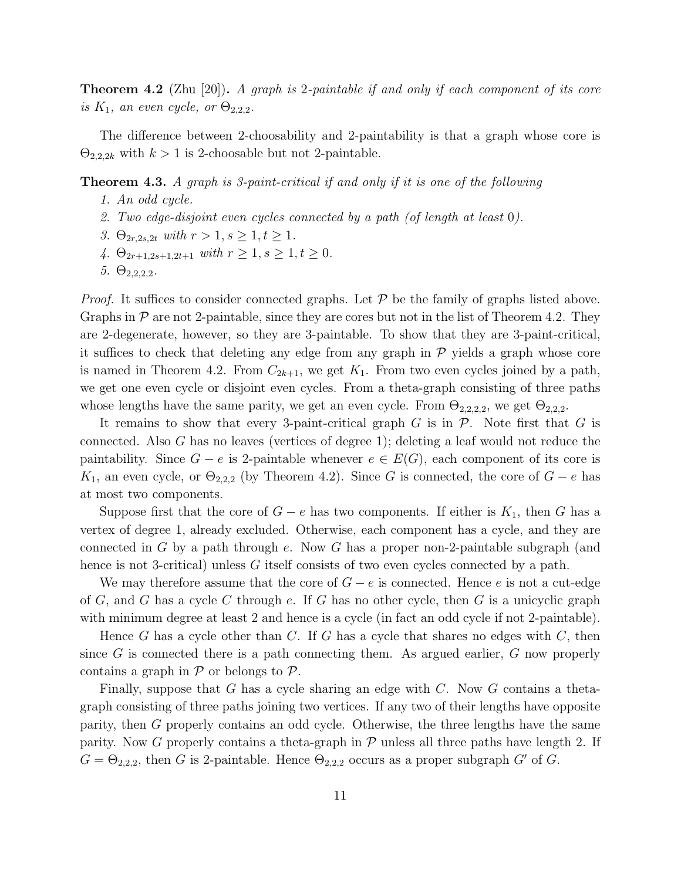**Theorem 4.2** (Zhu [20])**.** *A graph is 2-paintable if and only if each component of its core is $K_1$, an even cycle, or $\Theta_{2,2,2}$.*

The difference between 2-choosability and 2-paintability is that a graph whose core is $\Theta_{2,2,2k}$ with $k > 1$ is 2-choosable but not 2-paintable.

**Theorem 4.3.** *A graph is 3-paint-critical if and only if it is one of the following*

1. *An odd cycle.*
2. *Two edge-disjoint even cycles connected by a path (of length at least 0).*
3. *$\Theta_{2r,2s,2t}$ with $r > 1, s \geq 1, t \geq 1$.*
4. *$\Theta_{2r+1,2s+1,2t+1}$ with $r \geq 1, s \geq 1, t \geq 0$.*
5. *$\Theta_{2,2,2,2}$.*

*Proof.* It suffices to consider connected graphs. Let $\mathcal{P}$ be the family of graphs listed above. Graphs in $\mathcal{P}$ are not 2-paintable, since they are cores but not in the list of Theorem 4.2. They are 2-degenerate, however, so they are 3-paintable. To show that they are 3-paint-critical, it suffices to check that deleting any edge from any graph in $\mathcal{P}$ yields a graph whose core is named in Theorem 4.2. From $C_{2k+1}$, we get $K_1$. From two even cycles joined by a path, we get one even cycle or disjoint even cycles. From a theta-graph consisting of three paths whose lengths have the same parity, we get an even cycle. From $\Theta_{2,2,2,2}$, we get $\Theta_{2,2,2}$.

It remains to show that every 3-paint-critical graph $G$ is in $\mathcal{P}$. Note first that $G$ is connected. Also $G$ has no leaves (vertices of degree 1); deleting a leaf would not reduce the paintability. Since $G - e$ is 2-paintable whenever $e \in E(G)$, each component of its core is $K_1$, an even cycle, or $\Theta_{2,2,2}$ (by Theorem 4.2). Since $G$ is connected, the core of $G - e$ has at most two components.

Suppose first that the core of $G - e$ has two components. If either is $K_1$, then $G$ has a vertex of degree 1, already excluded. Otherwise, each component has a cycle, and they are connected in $G$ by a path through $e$. Now $G$ has a proper non-2-paintable subgraph (and hence is not 3-critical) unless $G$ itself consists of two even cycles connected by a path.

We may therefore assume that the core of $G - e$ is connected. Hence $e$ is not a cut-edge of $G$, and $G$ has a cycle $C$ through $e$. If $G$ has no other cycle, then $G$ is a unicyclic graph with minimum degree at least 2 and hence is a cycle (in fact an odd cycle if not 2-paintable).

Hence $G$ has a cycle other than $C$. If $G$ has a cycle that shares no edges with $C$, then since $G$ is connected there is a path connecting them. As argued earlier, $G$ now properly contains a graph in $\mathcal{P}$ or belongs to $\mathcal{P}$.

Finally, suppose that $G$ has a cycle sharing an edge with $C$. Now $G$ contains a theta-graph consisting of three paths joining two vertices. If any two of their lengths have opposite parity, then $G$ properly contains an odd cycle. Otherwise, the three lengths have the same parity. Now $G$ properly contains a theta-graph in $\mathcal{P}$ unless all three paths have length 2. If $G = \Theta_{2,2,2}$, then $G$ is 2-paintable. Hence $\Theta_{2,2,2}$ occurs as a proper subgraph $G'$ of $G$.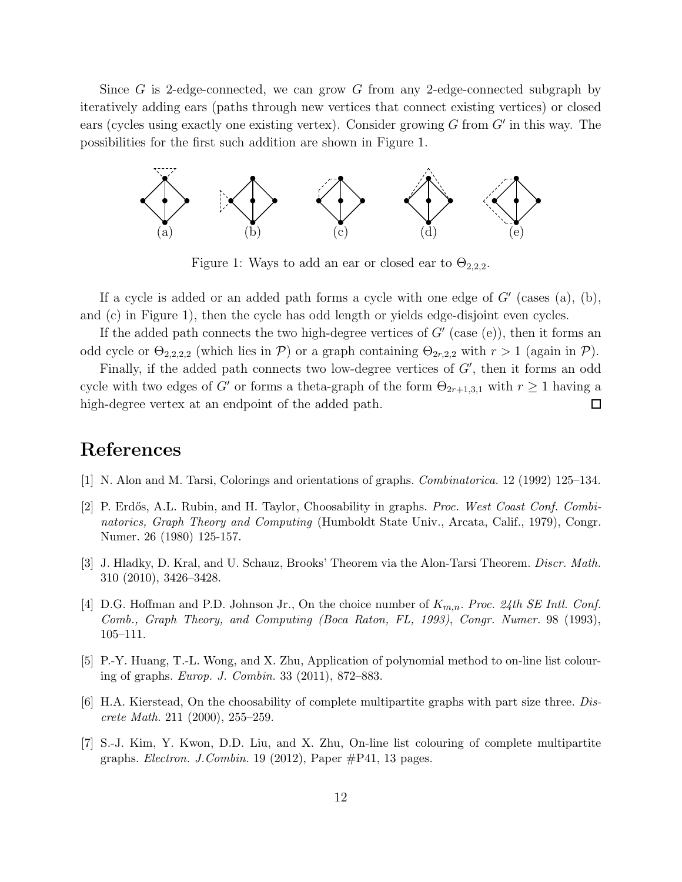Since $G$ is 2-edge-connected, we can grow $G$ from any 2-edge-connected subgraph by iteratively adding ears (paths through new vertices that connect existing vertices) or closed ears (cycles using exactly one existing vertex). Consider growing $G$ from $G'$ in this way. The possibilities for the first such addition are shown in Figure 1.

(a) (b) (c) (d) (e)

Figure 1: Ways to add an ear or closed ear to $\Theta_{2,2,2}$.

If a cycle is added or an added path forms a cycle with one edge of $G'$ (cases (a), (b), and (c) in Figure 1), then the cycle has odd length or yields edge-disjoint even cycles.

If the added path connects the two high-degree vertices of $G'$ (case (e)), then it forms an odd cycle or $\Theta_{2,2,2,2}$ (which lies in $\mathcal{P}$) or a graph containing $\Theta_{2r,2,2}$ with $r > 1$ (again in $\mathcal{P}$).

Finally, if the added path connects two low-degree vertices of $G'$, then it forms an odd cycle with two edges of $G'$ or forms a theta-graph of the form $\Theta_{2r+1,3,1}$ with $r \geq 1$ having a high-degree vertex at an endpoint of the added path. □

## References

[1] N. Alon and M. Tarsi, Colorings and orientations of graphs. *Combinatorica.* 12 (1992) 125–134.

[2] P. Erdős, A.L. Rubin, and H. Taylor, Choosability in graphs. *Proc. West Coast Conf. Combinatorics, Graph Theory and Computing* (Humboldt State Univ., Arcata, Calif., 1979), Congr. Numer. 26 (1980) 125-157.

[3] J. Hladky, D. Kral, and U. Schauz, Brooks' Theorem via the Alon-Tarsi Theorem. *Discr. Math.* 310 (2010), 3426–3428.

[4] D.G. Hoffman and P.D. Johnson Jr., On the choice number of $K_{m,n}$. *Proc. 24th SE Intl. Conf. Comb., Graph Theory, and Computing (Boca Raton, FL, 1993), Congr. Numer.* 98 (1993), 105–111.

[5] P.-Y. Huang, T.-L. Wong, and X. Zhu, Application of polynomial method to on-line list colouring of graphs. *Europ. J. Combin.* 33 (2011), 872–883.

[6] H.A. Kierstead, On the choosability of complete multipartite graphs with part size three. *Discrete Math.* 211 (2000), 255–259.

[7] S.-J. Kim, Y. Kwon, D.D. Liu, and X. Zhu, On-line list colouring of complete multipartite graphs. *Electron. J.Combin.* 19 (2012), Paper #P41, 13 pages.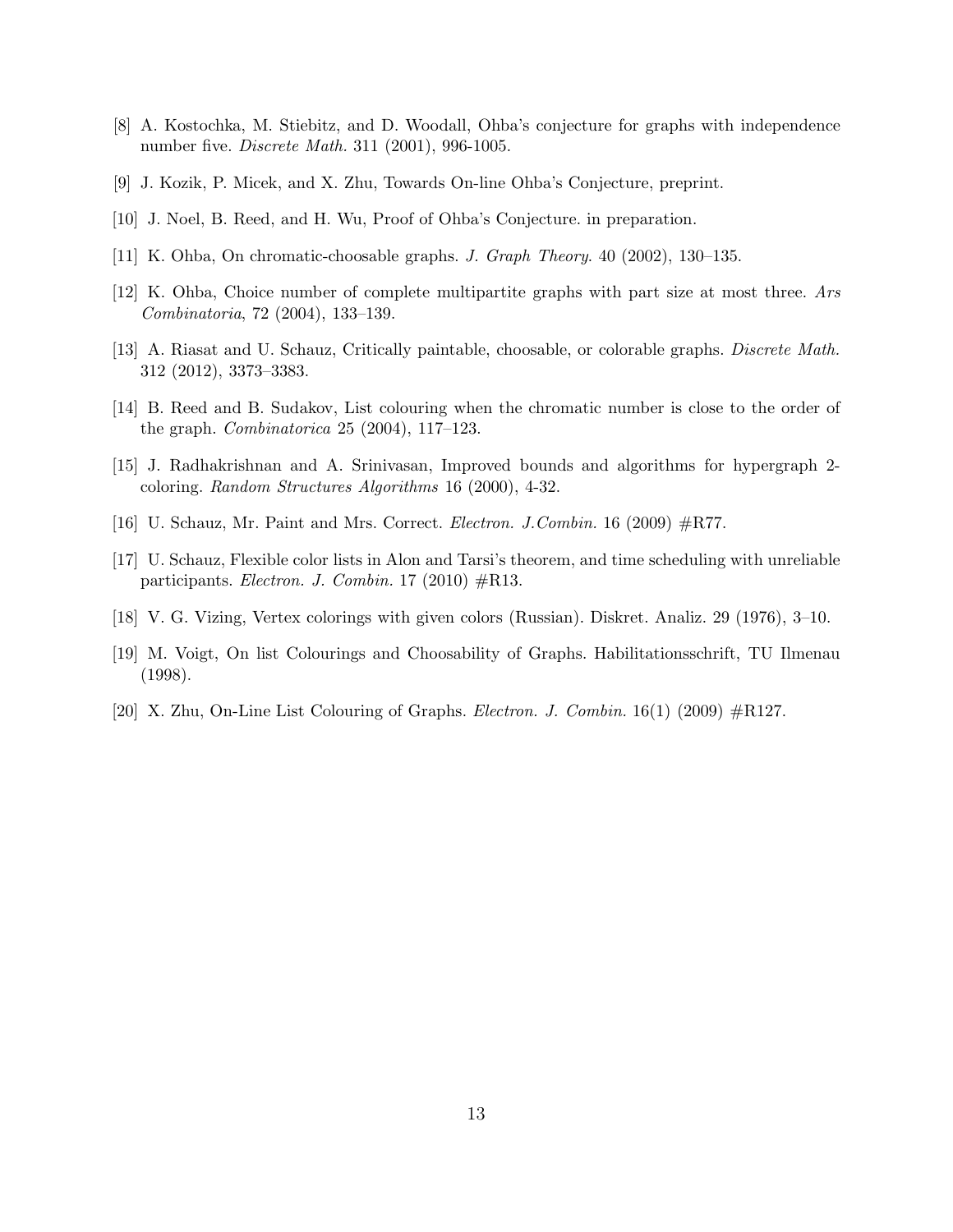[8] A. Kostochka, M. Stiebitz, and D. Woodall, Ohba's conjecture for graphs with independence number five. *Discrete Math.* 311 (2001), 996-1005.

[9] J. Kozik, P. Micek, and X. Zhu, Towards On-line Ohba's Conjecture, preprint.

[10] J. Noel, B. Reed, and H. Wu, Proof of Ohba's Conjecture. in preparation.

[11] K. Ohba, On chromatic-choosable graphs. *J. Graph Theory*. 40 (2002), 130–135.

[12] K. Ohba, Choice number of complete multipartite graphs with part size at most three. *Ars Combinatoria*, 72 (2004), 133–139.

[13] A. Riasat and U. Schauz, Critically paintable, choosable, or colorable graphs. *Discrete Math.* 312 (2012), 3373–3383.

[14] B. Reed and B. Sudakov, List colouring when the chromatic number is close to the order of the graph. *Combinatorica* 25 (2004), 117–123.

[15] J. Radhakrishnan and A. Srinivasan, Improved bounds and algorithms for hypergraph 2-coloring. *Random Structures Algorithms* 16 (2000), 4-32.

[16] U. Schauz, Mr. Paint and Mrs. Correct. *Electron. J.Combin.* 16 (2009) #R77.

[17] U. Schauz, Flexible color lists in Alon and Tarsi's theorem, and time scheduling with unreliable participants. *Electron. J. Combin.* 17 (2010) #R13.

[18] V. G. Vizing, Vertex colorings with given colors (Russian). Diskret. Analiz. 29 (1976), 3–10.

[19] M. Voigt, On list Colourings and Choosability of Graphs. Habilitationsschrift, TU Ilmenau (1998).

[20] X. Zhu, On-Line List Colouring of Graphs. *Electron. J. Combin.* 16(1) (2009) #R127.